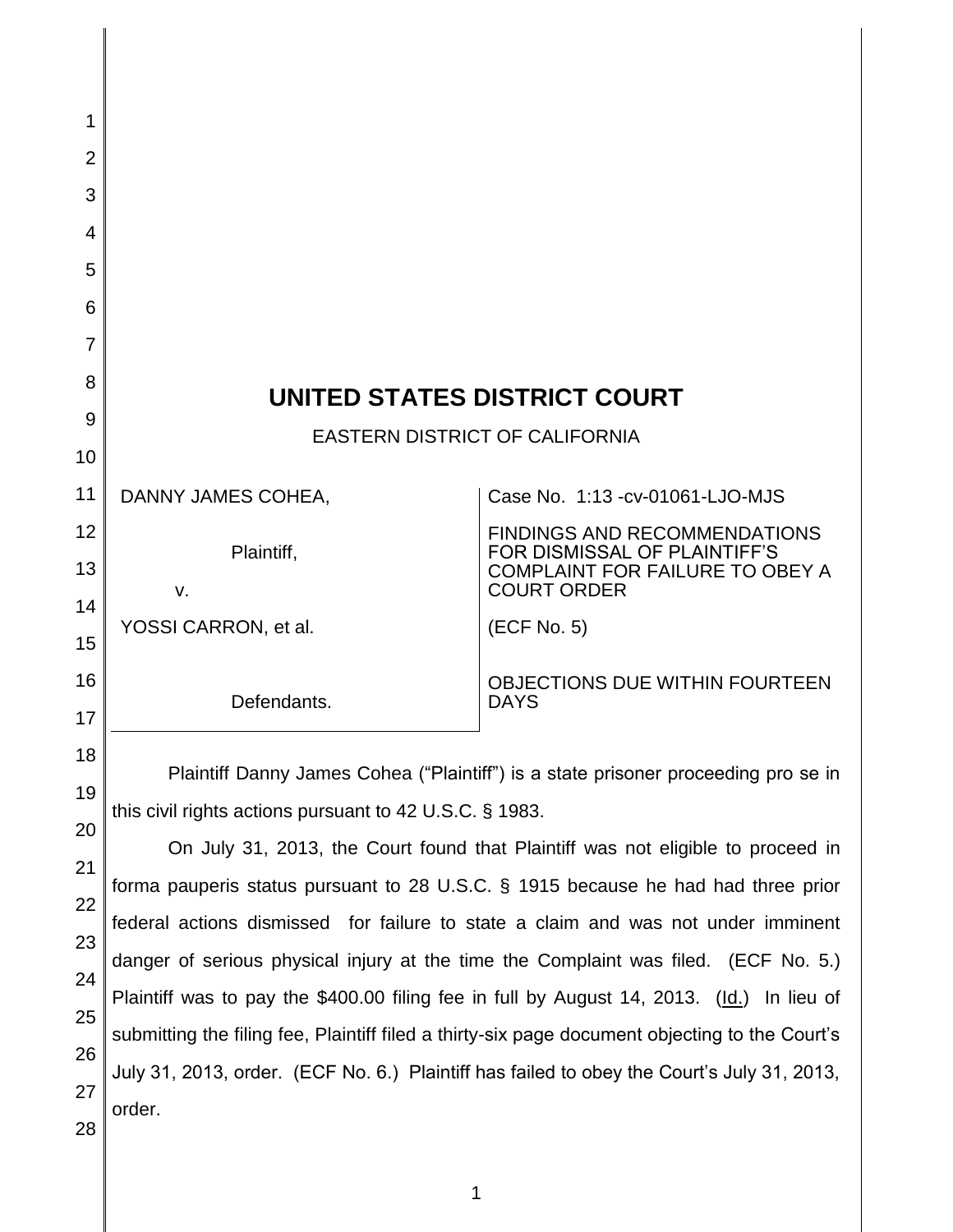# UNITED STATES DISTRICT COURT

EASTERN DISTRICT OF CALIFORNIA

| | |
|---|---|
| DANNY JAMES COHEA,<br><br>Plaintiff,<br><br>v.<br><br>YOSSI CARRON, et al.<br><br>Defendants. | Case No. 1:13 -cv-01061-LJO-MJS<br><br>FINDINGS AND RECOMMENDATIONS FOR DISMISSAL OF PLAINTIFF'S COMPLAINT FOR FAILURE TO OBEY A COURT ORDER<br><br>(ECF No. 5)<br><br>OBJECTIONS DUE WITHIN FOURTEEN DAYS |

Plaintiff Danny James Cohea ("Plaintiff") is a state prisoner proceeding pro se in this civil rights actions pursuant to 42 U.S.C. § 1983.

On July 31, 2013, the Court found that Plaintiff was not eligible to proceed in forma pauperis status pursuant to 28 U.S.C. § 1915 because he had had three prior federal actions dismissed for failure to state a claim and was not under imminent danger of serious physical injury at the time the Complaint was filed. (ECF No. 5.) Plaintiff was to pay the $400.00 filing fee in full by August 14, 2013. (Id.) In lieu of submitting the filing fee, Plaintiff filed a thirty-six page document objecting to the Court's July 31, 2013, order. (ECF No. 6.) Plaintiff has failed to obey the Court's July 31, 2013, order.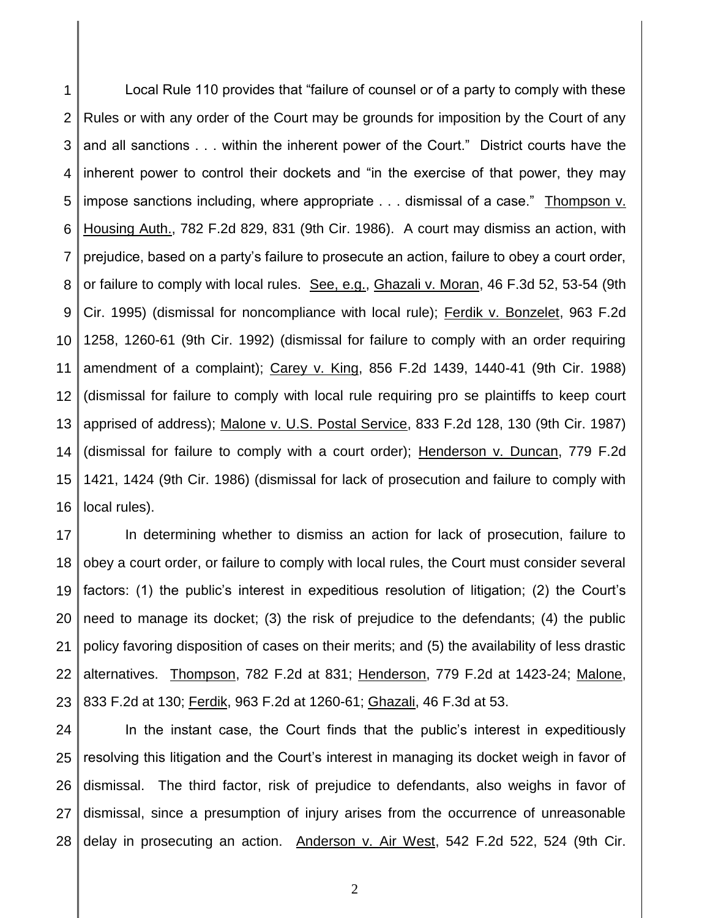Local Rule 110 provides that "failure of counsel or of a party to comply with these Rules or with any order of the Court may be grounds for imposition by the Court of any and all sanctions . . . within the inherent power of the Court." District courts have the inherent power to control their dockets and "in the exercise of that power, they may impose sanctions including, where appropriate . . . dismissal of a case." Thompson v. Housing Auth., 782 F.2d 829, 831 (9th Cir. 1986). A court may dismiss an action, with prejudice, based on a party's failure to prosecute an action, failure to obey a court order, or failure to comply with local rules. See, e.g., Ghazali v. Moran, 46 F.3d 52, 53-54 (9th Cir. 1995) (dismissal for noncompliance with local rule); Ferdik v. Bonzelet, 963 F.2d 1258, 1260-61 (9th Cir. 1992) (dismissal for failure to comply with an order requiring amendment of a complaint); Carey v. King, 856 F.2d 1439, 1440-41 (9th Cir. 1988) (dismissal for failure to comply with local rule requiring pro se plaintiffs to keep court apprised of address); Malone v. U.S. Postal Service, 833 F.2d 128, 130 (9th Cir. 1987) (dismissal for failure to comply with a court order); Henderson v. Duncan, 779 F.2d 1421, 1424 (9th Cir. 1986) (dismissal for lack of prosecution and failure to comply with local rules).

In determining whether to dismiss an action for lack of prosecution, failure to obey a court order, or failure to comply with local rules, the Court must consider several factors: (1) the public's interest in expeditious resolution of litigation; (2) the Court's need to manage its docket; (3) the risk of prejudice to the defendants; (4) the public policy favoring disposition of cases on their merits; and (5) the availability of less drastic alternatives. Thompson, 782 F.2d at 831; Henderson, 779 F.2d at 1423-24; Malone, 833 F.2d at 130; Ferdik, 963 F.2d at 1260-61; Ghazali, 46 F.3d at 53.

In the instant case, the Court finds that the public's interest in expeditiously resolving this litigation and the Court's interest in managing its docket weigh in favor of dismissal. The third factor, risk of prejudice to defendants, also weighs in favor of dismissal, since a presumption of injury arises from the occurrence of unreasonable delay in prosecuting an action. Anderson v. Air West, 542 F.2d 522, 524 (9th Cir.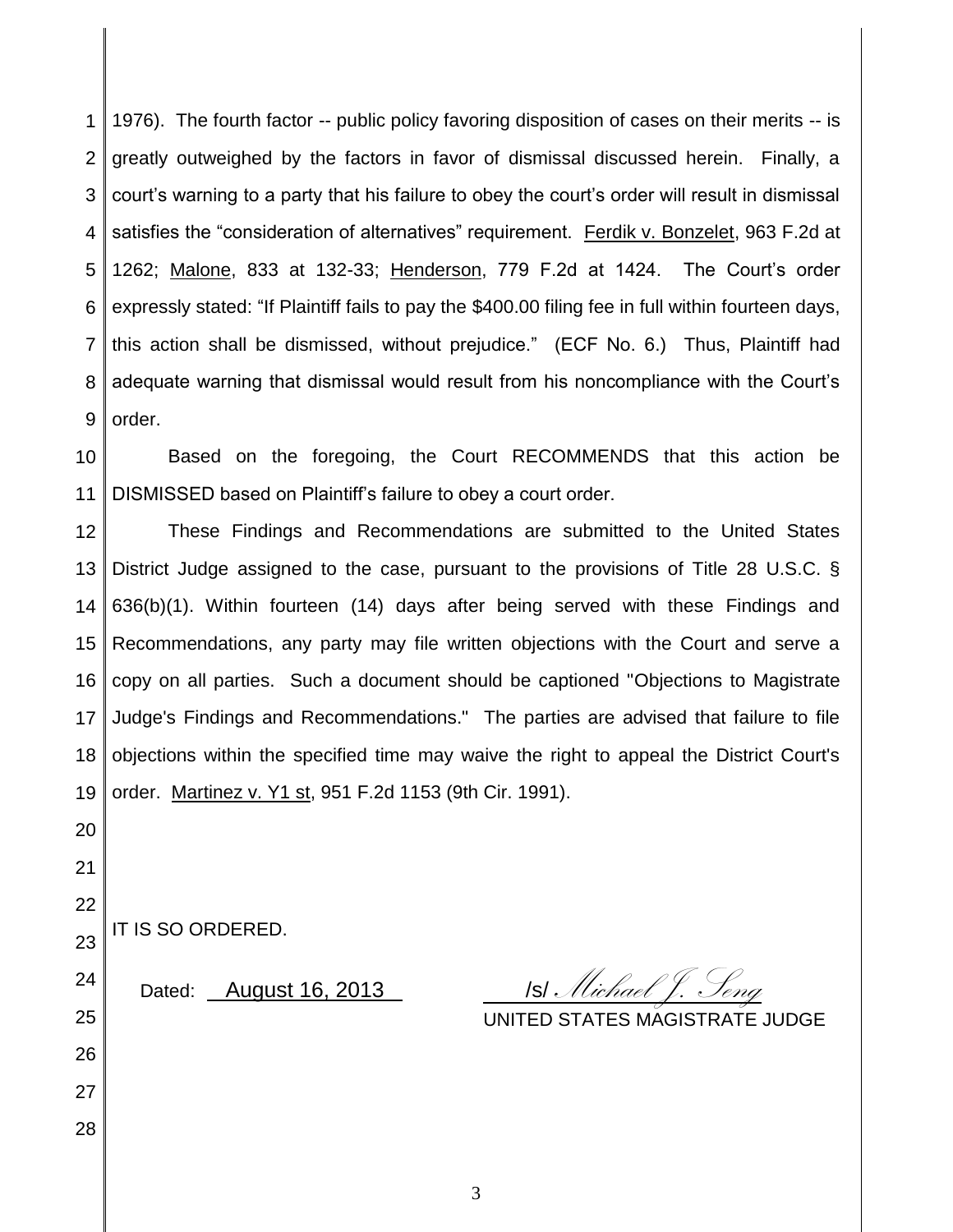1976). The fourth factor -- public policy favoring disposition of cases on their merits -- is greatly outweighed by the factors in favor of dismissal discussed herein. Finally, a court's warning to a party that his failure to obey the court's order will result in dismissal satisfies the "consideration of alternatives" requirement. Ferdik v. Bonzelet, 963 F.2d at 1262; Malone, 833 at 132-33; Henderson, 779 F.2d at 1424. The Court's order expressly stated: "If Plaintiff fails to pay the $400.00 filing fee in full within fourteen days, this action shall be dismissed, without prejudice." (ECF No. 6.) Thus, Plaintiff had adequate warning that dismissal would result from his noncompliance with the Court's order.

Based on the foregoing, the Court RECOMMENDS that this action be DISMISSED based on Plaintiff's failure to obey a court order.

These Findings and Recommendations are submitted to the United States District Judge assigned to the case, pursuant to the provisions of Title 28 U.S.C. § 636(b)(1). Within fourteen (14) days after being served with these Findings and Recommendations, any party may file written objections with the Court and serve a copy on all parties. Such a document should be captioned "Objections to Magistrate Judge's Findings and Recommendations." The parties are advised that failure to file objections within the specified time may waive the right to appeal the District Court's order. Martinez v. Y1 st, 951 F.2d 1153 (9th Cir. 1991).

IT IS SO ORDERED.

Dated: August 16, 2013

/s/ Michael J. Seng
UNITED STATES MAGISTRATE JUDGE